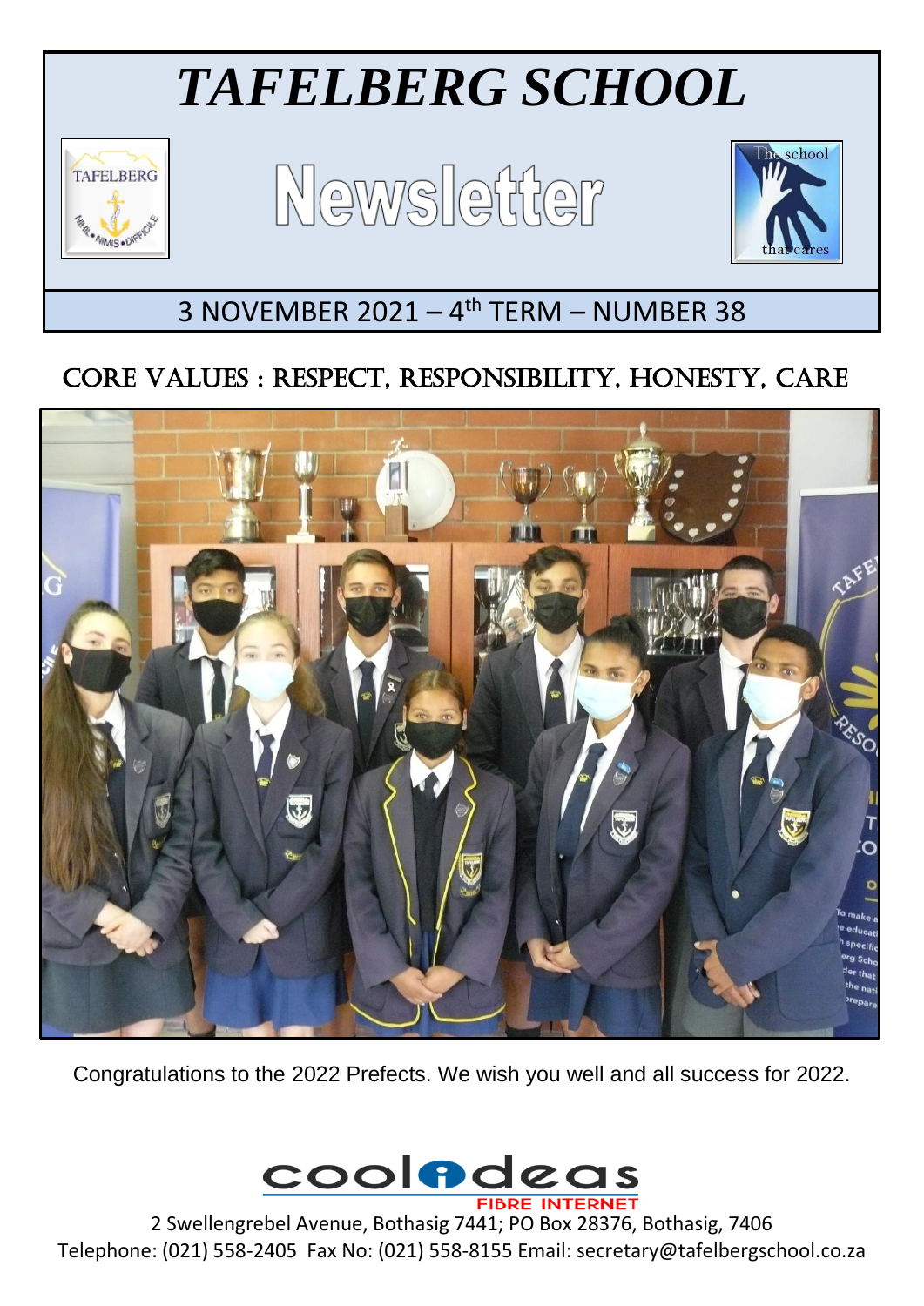# *TAFELBERG SCHOOL*

# Newsletter

3 NOVEMBER 2021 – 4th TERM – NUMBER 38

## CORE VALUES : RESPECT, RESPONSIBILITY, HONESTY, CARE

Congratulations to the 2022 Prefects. We wish you well and all success for 2022.

2 Swellengrebel Avenue, Bothasig 7441; PO Box 28376, Bothasig, 7406
Telephone: (021) 558-2405 Fax No: (021) 558-8155 Email: secretary@tafelbergschool.co.za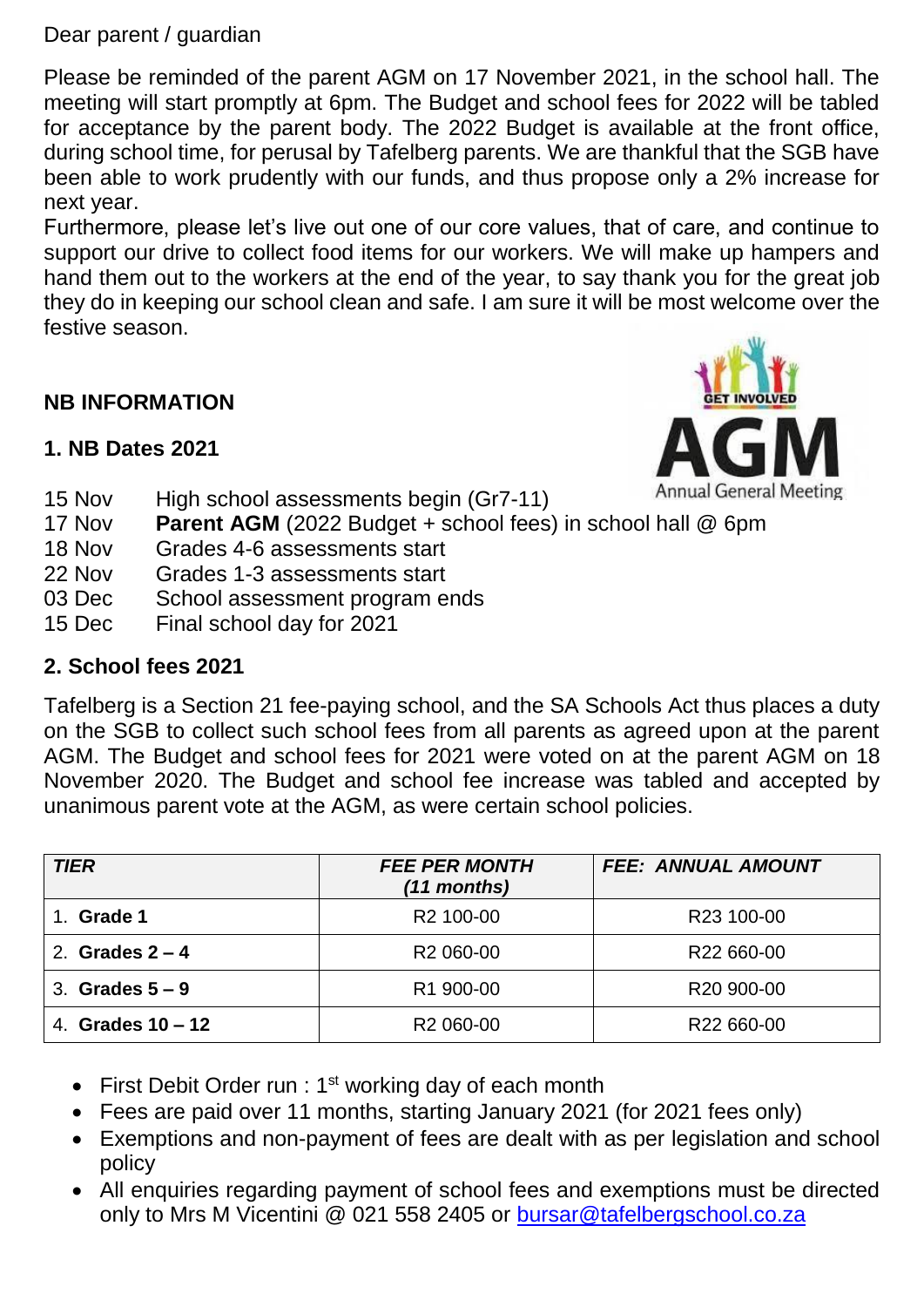Dear parent / guardian

Please be reminded of the parent AGM on 17 November 2021, in the school hall. The meeting will start promptly at 6pm. The Budget and school fees for 2022 will be tabled for acceptance by the parent body. The 2022 Budget is available at the front office, during school time, for perusal by Tafelberg parents. We are thankful that the SGB have been able to work prudently with our funds, and thus propose only a 2% increase for next year.
Furthermore, please let's live out one of our core values, that of care, and continue to support our drive to collect food items for our workers. We will make up hampers and hand them out to the workers at the end of the year, to say thank you for the great job they do in keeping our school clean and safe. I am sure it will be most welcome over the festive season.

## NB INFORMATION

### 1. NB Dates 2021

| | |
|---|---|
| 15 Nov | High school assessments begin (Gr7-11) |
| 17 Nov | **Parent AGM** (2022 Budget + school fees) in school hall @ 6pm |
| 18 Nov | Grades 4-6 assessments start |
| 22 Nov | Grades 1-3 assessments start |
| 03 Dec | School assessment program ends |
| 15 Dec | Final school day for 2021 |

### 2. School fees 2021

Tafelberg is a Section 21 fee-paying school, and the SA Schools Act thus places a duty on the SGB to collect such school fees from all parents as agreed upon at the parent AGM. The Budget and school fees for 2021 were voted on at the parent AGM on 18 November 2020. The Budget and school fee increase was tabled and accepted by unanimous parent vote at the AGM, as were certain school policies.

| ***TIER*** | ***FEE PER MONTH (11 months)*** | ***FEE: ANNUAL AMOUNT*** |
|---|---|---|
| 1. **Grade 1** | R2 100-00 | R23 100-00 |
| 2. **Grades 2 – 4** | R2 060-00 | R22 660-00 |
| 3. **Grades 5 – 9** | R1 900-00 | R20 900-00 |
| 4. **Grades 10 – 12** | R2 060-00 | R22 660-00 |

- First Debit Order run : 1st working day of each month
- Fees are paid over 11 months, starting January 2021 (for 2021 fees only)
- Exemptions and non-payment of fees are dealt with as per legislation and school policy
- All enquiries regarding payment of school fees and exemptions must be directed only to Mrs M Vicentini @ 021 558 2405 or bursar@tafelbergschool.co.za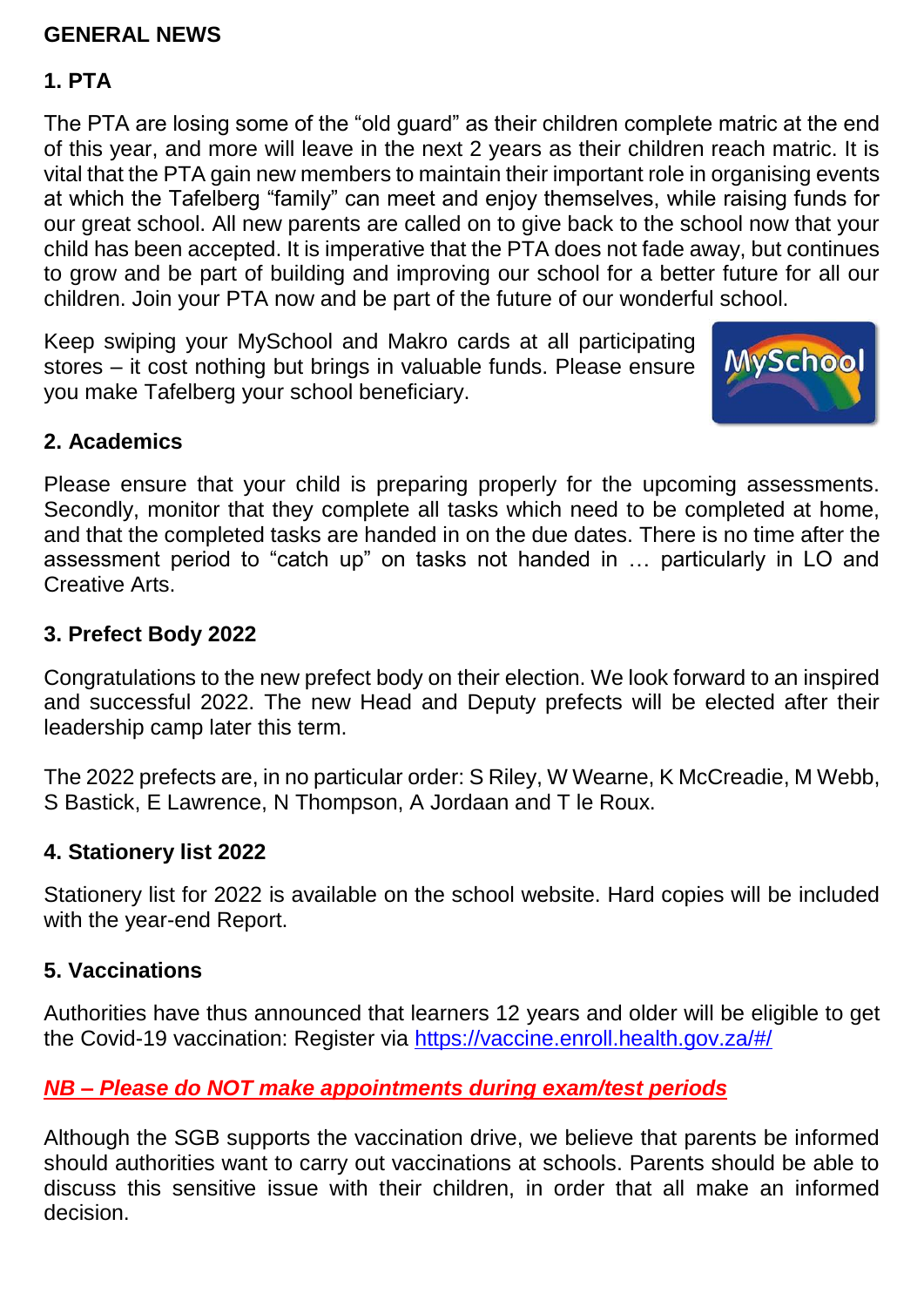# GENERAL NEWS

## 1. PTA

The PTA are losing some of the “old guard” as their children complete matric at the end of this year, and more will leave in the next 2 years as their children reach matric. It is vital that the PTA gain new members to maintain their important role in organising events at which the Tafelberg “family” can meet and enjoy themselves, while raising funds for our great school. All new parents are called on to give back to the school now that your child has been accepted. It is imperative that the PTA does not fade away, but continues to grow and be part of building and improving our school for a better future for all our children. Join your PTA now and be part of the future of our wonderful school.

Keep swiping your MySchool and Makro cards at all participating stores – it cost nothing but brings in valuable funds. Please ensure you make Tafelberg your school beneficiary.

## 2. Academics

Please ensure that your child is preparing properly for the upcoming assessments. Secondly, monitor that they complete all tasks which need to be completed at home, and that the completed tasks are handed in on the due dates. There is no time after the assessment period to “catch up” on tasks not handed in … particularly in LO and Creative Arts.

## 3. Prefect Body 2022

Congratulations to the new prefect body on their election. We look forward to an inspired and successful 2022. The new Head and Deputy prefects will be elected after their leadership camp later this term.

The 2022 prefects are, in no particular order: S Riley, W Wearne, K McCreadie, M Webb, S Bastick, E Lawrence, N Thompson, A Jordaan and T le Roux.

## 4. Stationery list 2022

Stationery list for 2022 is available on the school website. Hard copies will be included with the year-end Report.

## 5. Vaccinations

Authorities have thus announced that learners 12 years and older will be eligible to get the Covid-19 vaccination: Register via https://vaccine.enroll.health.gov.za/#/

***NB – Please do NOT make appointments during exam/test periods***

Although the SGB supports the vaccination drive, we believe that parents be informed should authorities want to carry out vaccinations at schools. Parents should be able to discuss this sensitive issue with their children, in order that all make an informed decision.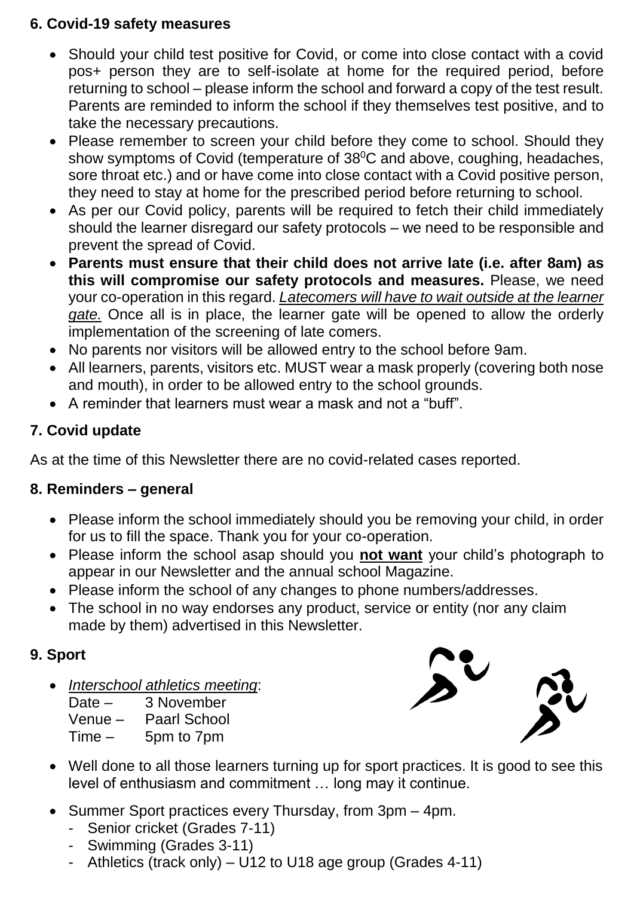## 6. Covid-19 safety measures

- Should your child test positive for Covid, or come into close contact with a covid pos+ person they are to self-isolate at home for the required period, before returning to school – please inform the school and forward a copy of the test result. Parents are reminded to inform the school if they themselves test positive, and to take the necessary precautions.
- Please remember to screen your child before they come to school. Should they show symptoms of Covid (temperature of $38^0$C and above, coughing, headaches, sore throat etc.) and or have come into close contact with a Covid positive person, they need to stay at home for the prescribed period before returning to school.
- As per our Covid policy, parents will be required to fetch their child immediately should the learner disregard our safety protocols – we need to be responsible and prevent the spread of Covid.
- **Parents must ensure that their child does not arrive late (i.e. after 8am) as this will compromise our safety protocols and measures.** Please, we need your co-operation in this regard. *Latecomers will have to wait outside at the learner gate.* Once all is in place, the learner gate will be opened to allow the orderly implementation of the screening of late comers.
- No parents nor visitors will be allowed entry to the school before 9am.
- All learners, parents, visitors etc. MUST wear a mask properly (covering both nose and mouth), in order to be allowed entry to the school grounds.
- A reminder that learners must wear a mask and not a "buff".

## 7. Covid update

As at the time of this Newsletter there are no covid-related cases reported.

## 8. Reminders – general

- Please inform the school immediately should you be removing your child, in order for us to fill the space. Thank you for your co-operation.
- Please inform the school asap should you **not want** your child's photograph to appear in our Newsletter and the annual school Magazine.
- Please inform the school of any changes to phone numbers/addresses.
- The school in no way endorses any product, service or entity (nor any claim made by them) advertised in this Newsletter.

## 9. Sport

- *Interschool athletics meeting*:
  Date – 3 November
  Venue – Paarl School
  Time – 5pm to 7pm
- Well done to all those learners turning up for sport practices. It is good to see this level of enthusiasm and commitment … long may it continue.
- Summer Sport practices every Thursday, from 3pm – 4pm.
  - Senior cricket (Grades 7-11)
  - Swimming (Grades 3-11)
  - Athletics (track only) – U12 to U18 age group (Grades 4-11)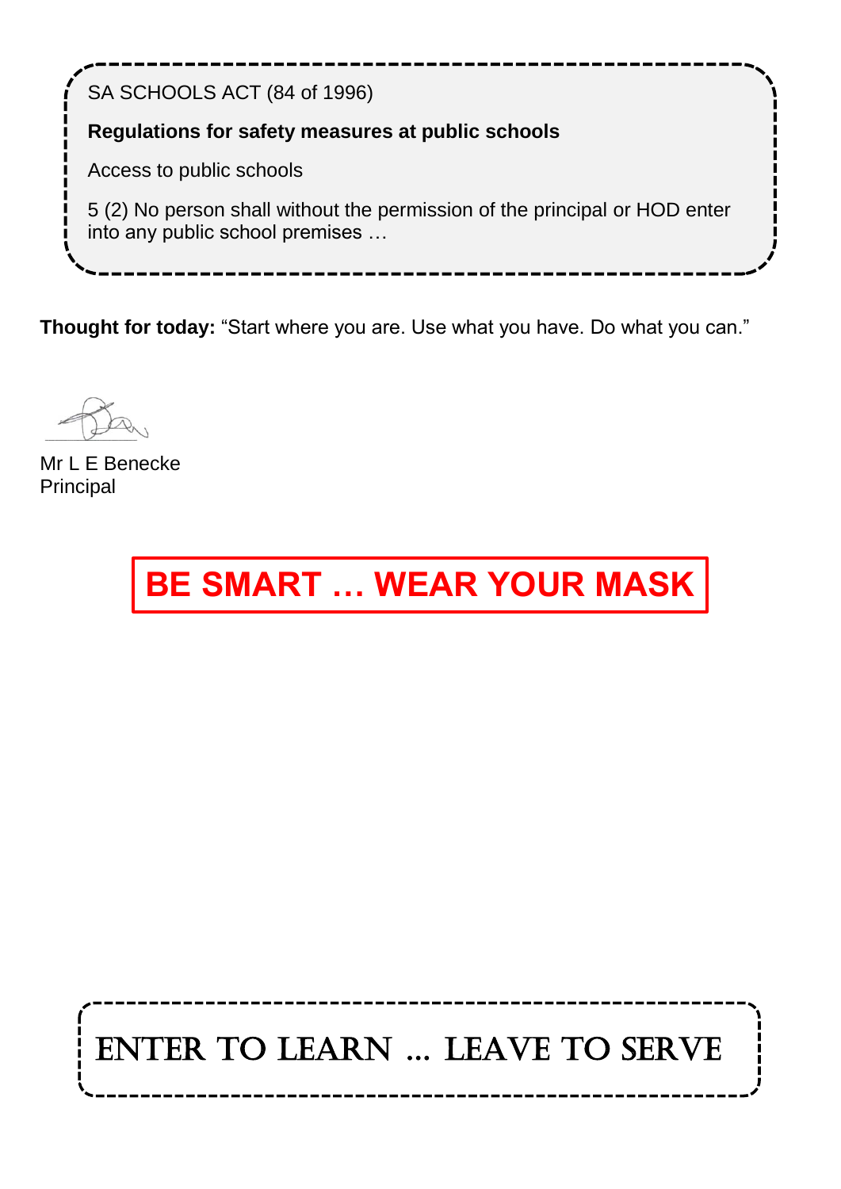SA SCHOOLS ACT (84 of 1996)

**Regulations for safety measures at public schools**

Access to public schools

5 (2) No person shall without the permission of the principal or HOD enter into any public school premises …

**Thought for today:** “Start where you are. Use what you have. Do what you can.”

Mr L E Benecke
Principal

**BE SMART … WEAR YOUR MASK**

ENTER TO LEARN … LEAVE TO SERVE